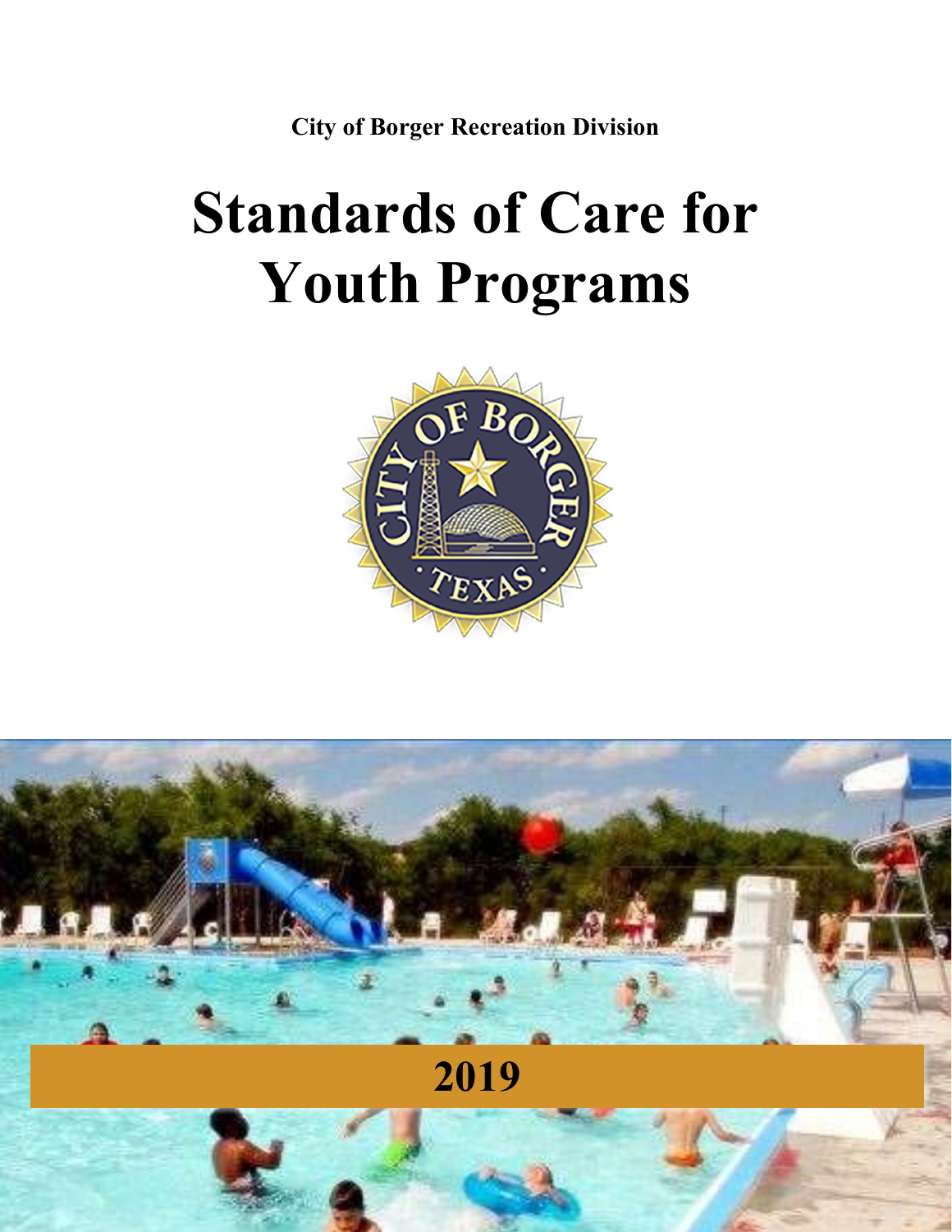**City of Borger Recreation Division**

# Standards of Care for Youth Programs

2019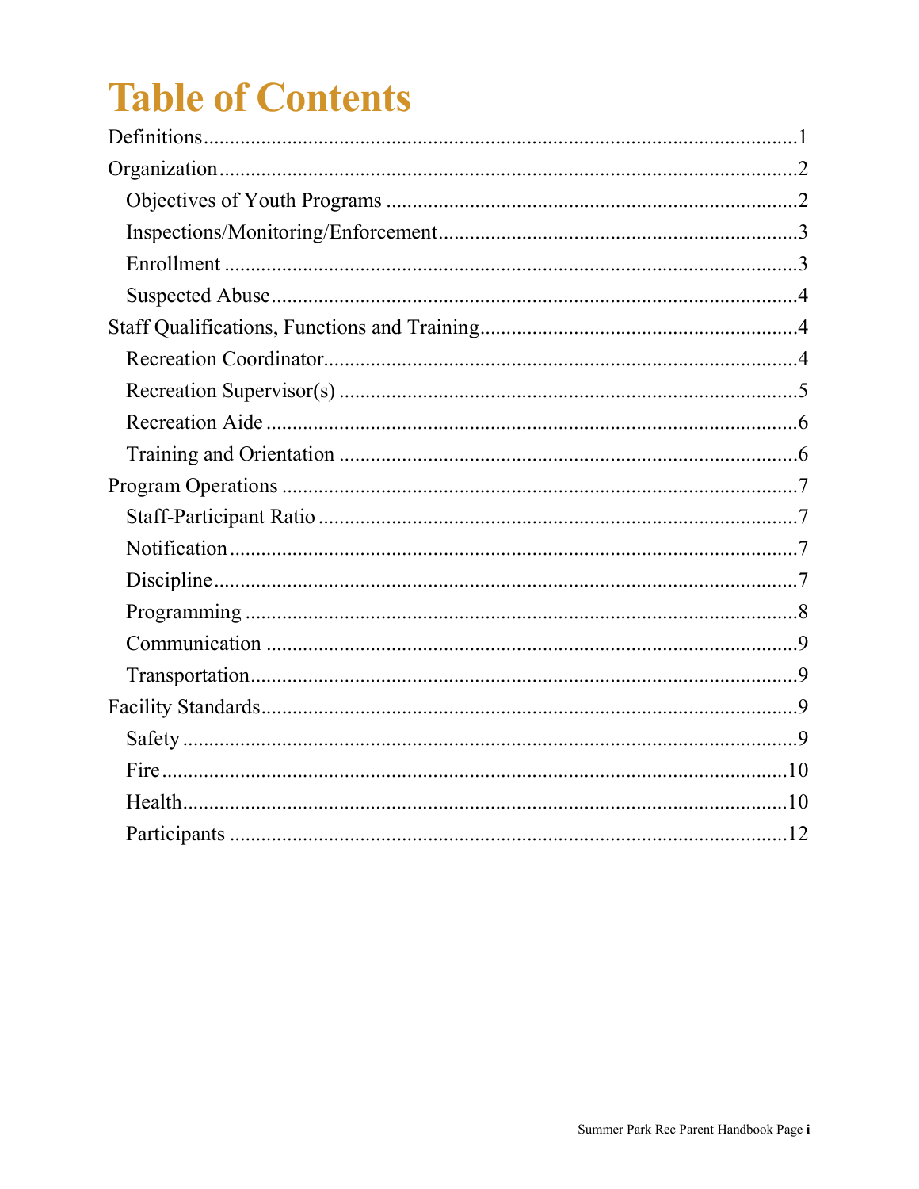# Table of Contents

Definitions ........................................................................................................1

Organization ......................................................................................................2

- Objectives of Youth Programs .....................................................................2
- Inspections/Monitoring/Enforcement ...........................................................3
- Enrollment ....................................................................................................3
- Suspected Abuse ..........................................................................................4

Staff Qualifications, Functions and Training ....................................................4

- Recreation Coordinator .................................................................................4
- Recreation Supervisor(s) ..............................................................................5
- Recreation Aide ............................................................................................6
- Training and Orientation ..............................................................................6

Program Operations ..........................................................................................7

- Staff-Participant Ratio ..................................................................................7
- Notification ...................................................................................................7
- Discipline ......................................................................................................7
- Programming ................................................................................................8
- Communication ............................................................................................9
- Transportation ...............................................................................................9

Facility Standards ..............................................................................................9

- Safety ...........................................................................................................9
- Fire ..............................................................................................................10
- Health ..........................................................................................................10
- Participants .................................................................................................12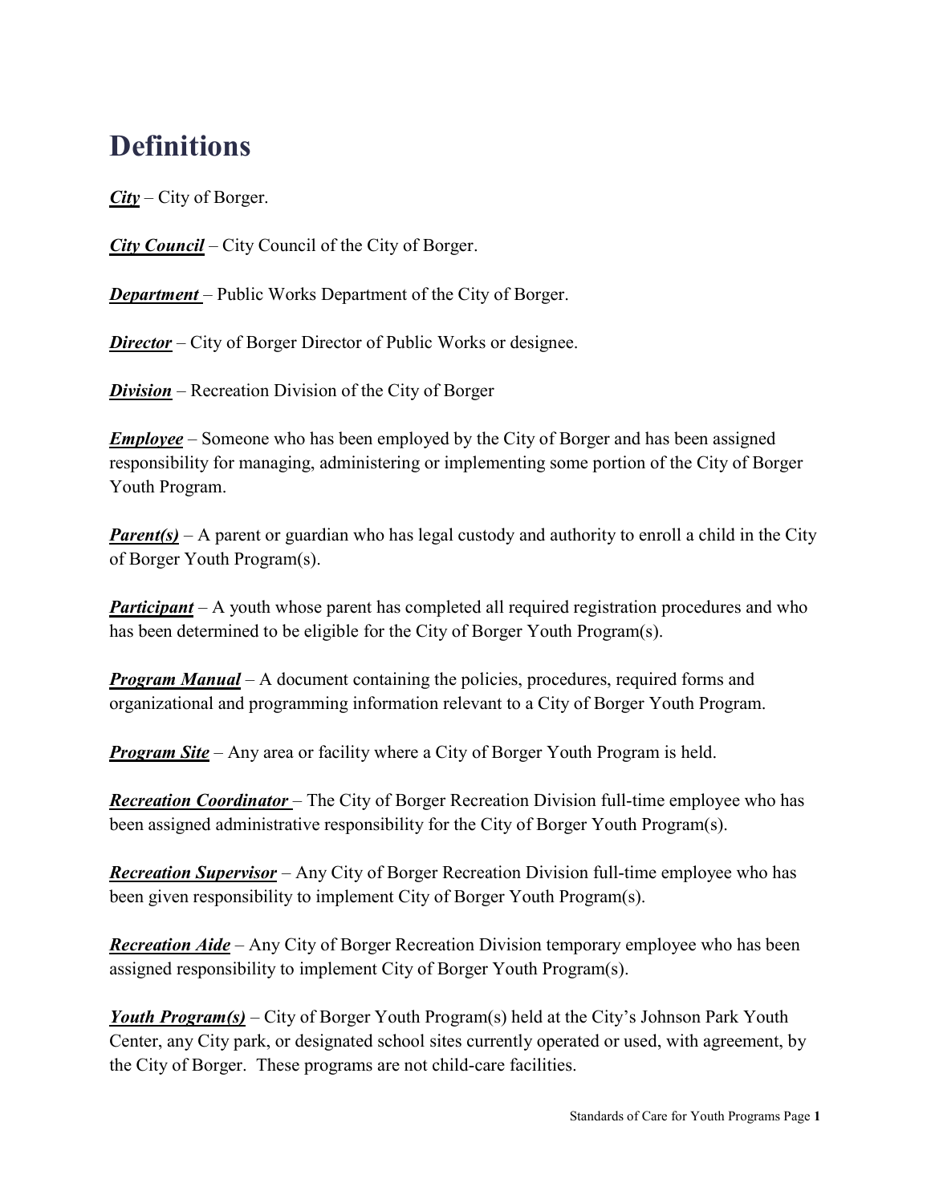# Definitions

***City*** – City of Borger.

***City Council*** – City Council of the City of Borger.

***Department*** – Public Works Department of the City of Borger.

***Director*** – City of Borger Director of Public Works or designee.

***Division*** – Recreation Division of the City of Borger

***Employee*** – Someone who has been employed by the City of Borger and has been assigned responsibility for managing, administering or implementing some portion of the City of Borger Youth Program.

***Parent(s)*** – A parent or guardian who has legal custody and authority to enroll a child in the City of Borger Youth Program(s).

***Participant*** – A youth whose parent has completed all required registration procedures and who has been determined to be eligible for the City of Borger Youth Program(s).

***Program Manual*** – A document containing the policies, procedures, required forms and organizational and programming information relevant to a City of Borger Youth Program.

***Program Site*** – Any area or facility where a City of Borger Youth Program is held.

***Recreation Coordinator*** – The City of Borger Recreation Division full-time employee who has been assigned administrative responsibility for the City of Borger Youth Program(s).

***Recreation Supervisor*** – Any City of Borger Recreation Division full-time employee who has been given responsibility to implement City of Borger Youth Program(s).

***Recreation Aide*** – Any City of Borger Recreation Division temporary employee who has been assigned responsibility to implement City of Borger Youth Program(s).

***Youth Program(s)*** – City of Borger Youth Program(s) held at the City's Johnson Park Youth Center, any City park, or designated school sites currently operated or used, with agreement, by the City of Borger. These programs are not child-care facilities.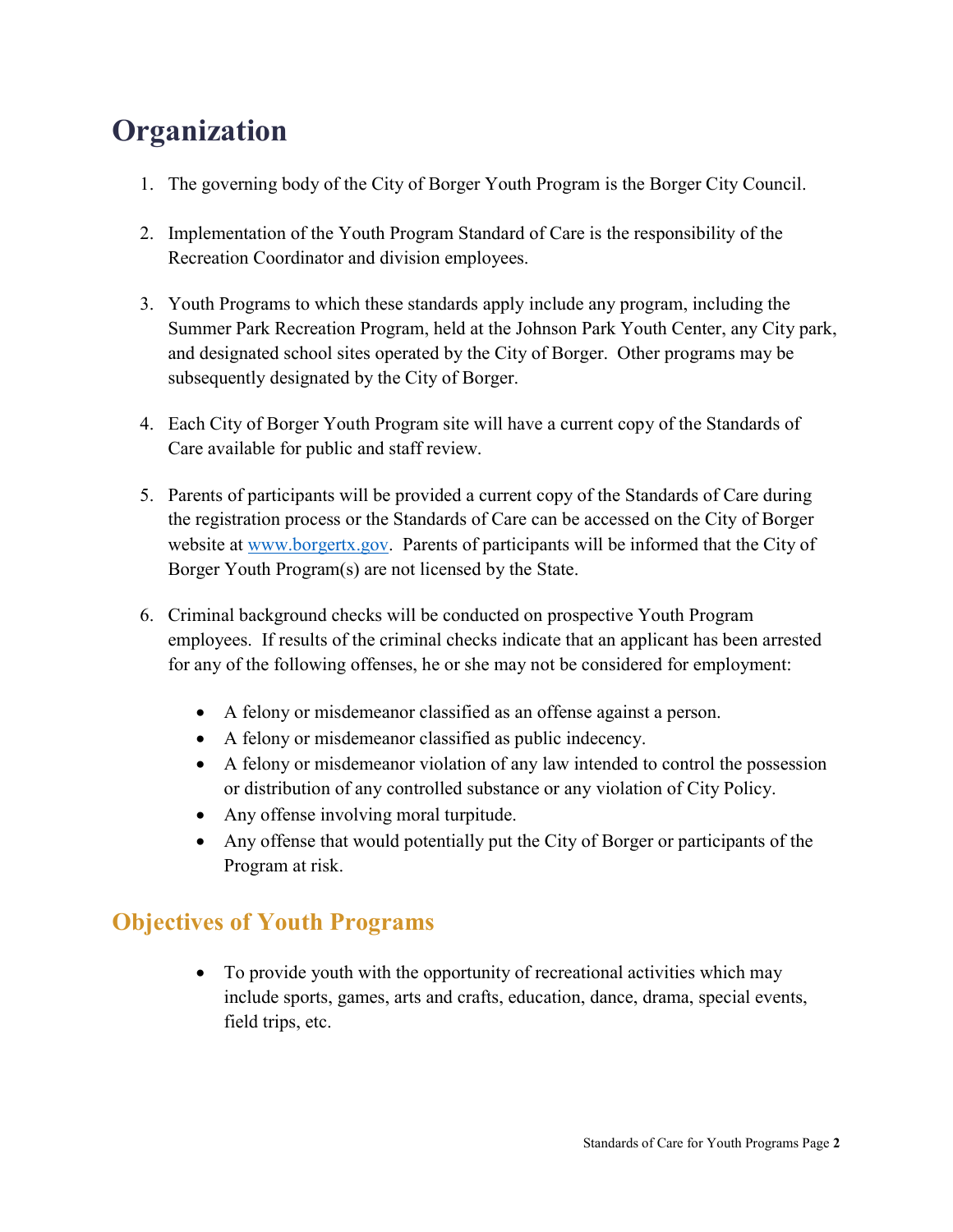# Organization

1. The governing body of the City of Borger Youth Program is the Borger City Council.

2. Implementation of the Youth Program Standard of Care is the responsibility of the Recreation Coordinator and division employees.

3. Youth Programs to which these standards apply include any program, including the Summer Park Recreation Program, held at the Johnson Park Youth Center, any City park, and designated school sites operated by the City of Borger. Other programs may be subsequently designated by the City of Borger.

4. Each City of Borger Youth Program site will have a current copy of the Standards of Care available for public and staff review.

5. Parents of participants will be provided a current copy of the Standards of Care during the registration process or the Standards of Care can be accessed on the City of Borger website at [www.borgertx.gov](http://www.borgertx.gov). Parents of participants will be informed that the City of Borger Youth Program(s) are not licensed by the State.

6. Criminal background checks will be conducted on prospective Youth Program employees. If results of the criminal checks indicate that an applicant has been arrested for any of the following offenses, he or she may not be considered for employment:

   - A felony or misdemeanor classified as an offense against a person.
   - A felony or misdemeanor classified as public indecency.
   - A felony or misdemeanor violation of any law intended to control the possession or distribution of any controlled substance or any violation of City Policy.
   - Any offense involving moral turpitude.
   - Any offense that would potentially put the City of Borger or participants of the Program at risk.

## Objectives of Youth Programs

- To provide youth with the opportunity of recreational activities which may include sports, games, arts and crafts, education, dance, drama, special events, field trips, etc.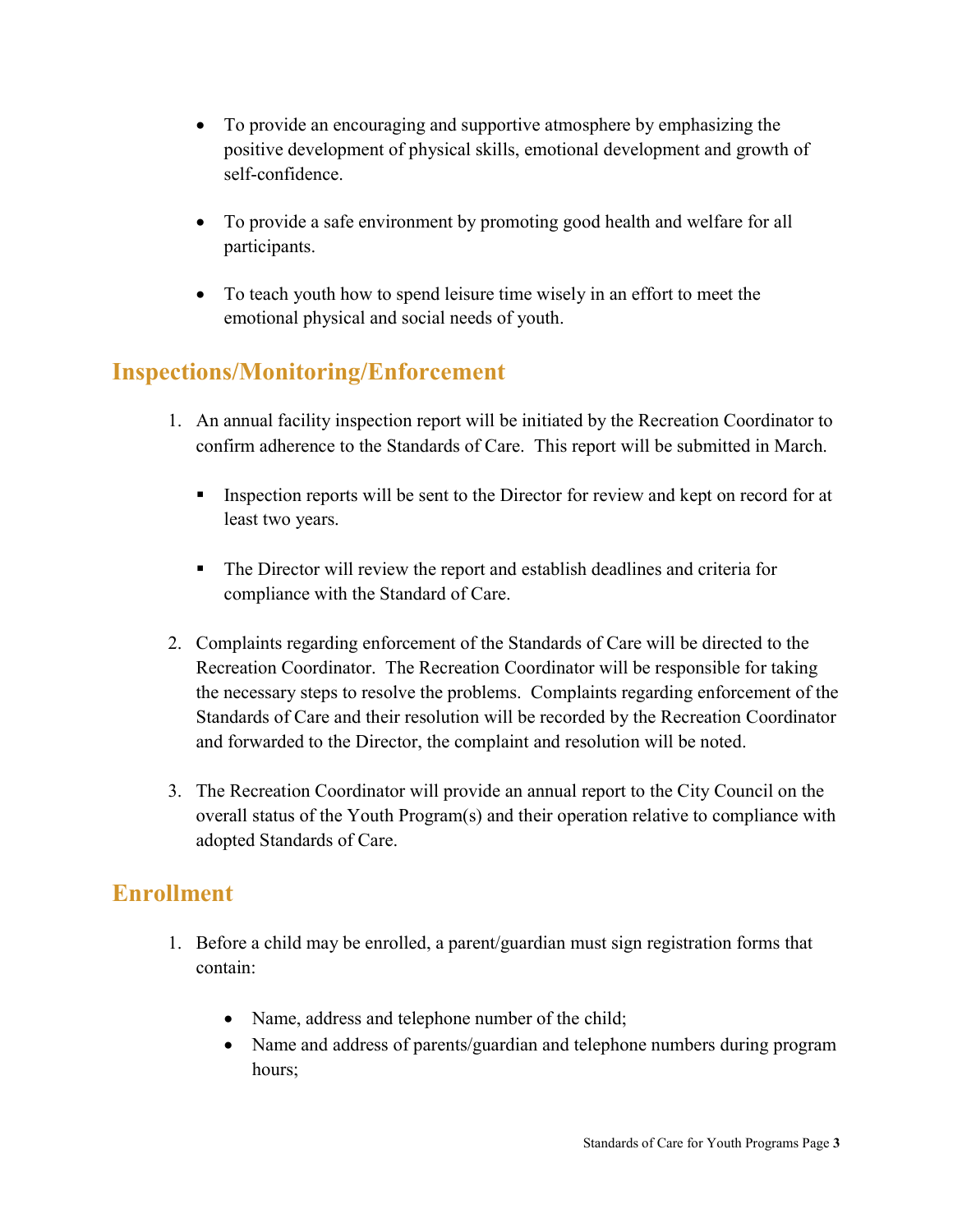- To provide an encouraging and supportive atmosphere by emphasizing the positive development of physical skills, emotional development and growth of self-confidence.

- To provide a safe environment by promoting good health and welfare for all participants.

- To teach youth how to spend leisure time wisely in an effort to meet the emotional physical and social needs of youth.

## Inspections/Monitoring/Enforcement

1. An annual facility inspection report will be initiated by the Recreation Coordinator to confirm adherence to the Standards of Care. This report will be submitted in March.

   - Inspection reports will be sent to the Director for review and kept on record for at least two years.

   - The Director will review the report and establish deadlines and criteria for compliance with the Standard of Care.

2. Complaints regarding enforcement of the Standards of Care will be directed to the Recreation Coordinator. The Recreation Coordinator will be responsible for taking the necessary steps to resolve the problems. Complaints regarding enforcement of the Standards of Care and their resolution will be recorded by the Recreation Coordinator and forwarded to the Director, the complaint and resolution will be noted.

3. The Recreation Coordinator will provide an annual report to the City Council on the overall status of the Youth Program(s) and their operation relative to compliance with adopted Standards of Care.

## Enrollment

1. Before a child may be enrolled, a parent/guardian must sign registration forms that contain:

   - Name, address and telephone number of the child;
   - Name and address of parents/guardian and telephone numbers during program hours;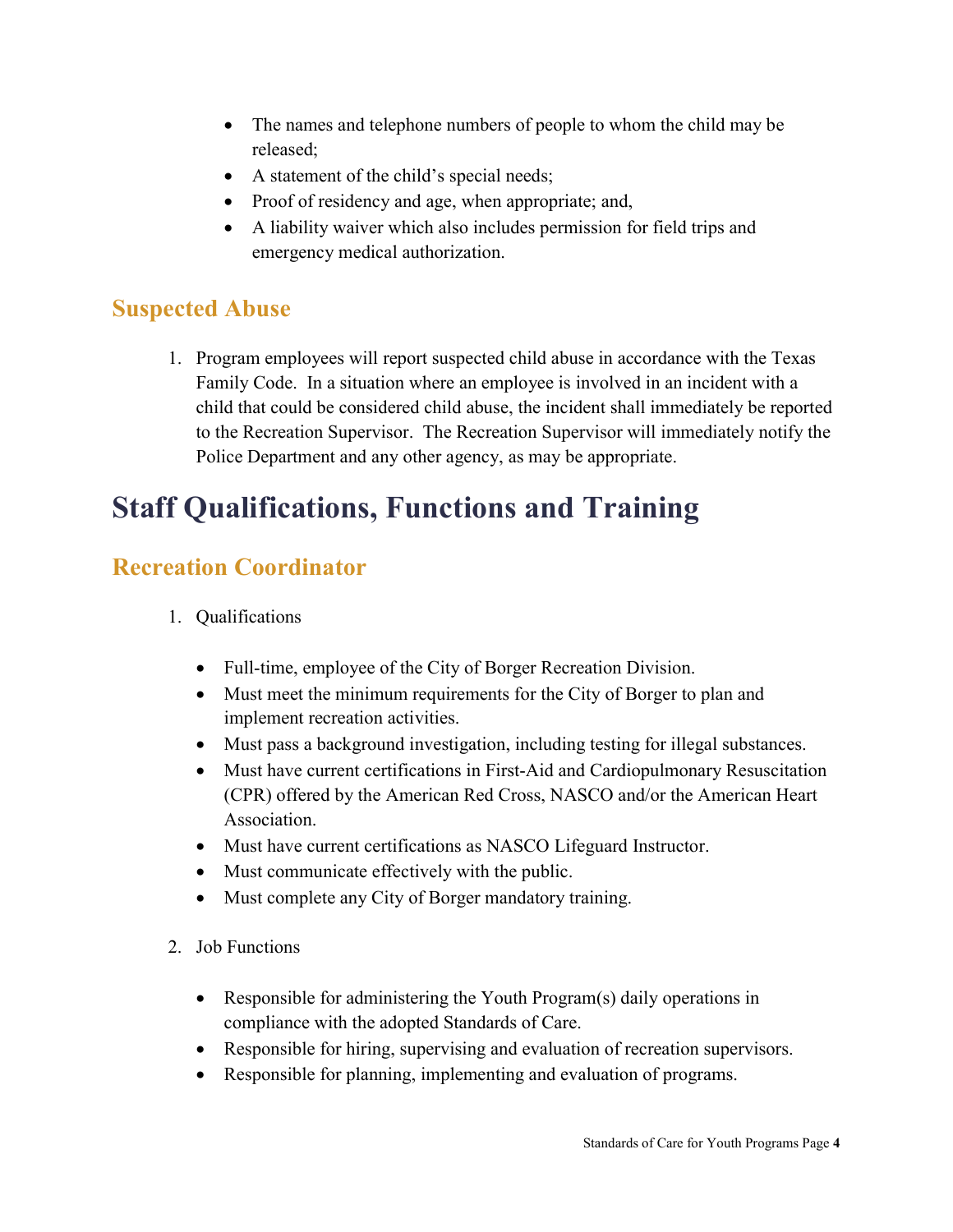- The names and telephone numbers of people to whom the child may be released;
- A statement of the child's special needs;
- Proof of residency and age, when appropriate; and,
- A liability waiver which also includes permission for field trips and emergency medical authorization.

## Suspected Abuse

1. Program employees will report suspected child abuse in accordance with the Texas Family Code. In a situation where an employee is involved in an incident with a child that could be considered child abuse, the incident shall immediately be reported to the Recreation Supervisor. The Recreation Supervisor will immediately notify the Police Department and any other agency, as may be appropriate.

# Staff Qualifications, Functions and Training

## Recreation Coordinator

1. Qualifications

   - Full-time, employee of the City of Borger Recreation Division.
   - Must meet the minimum requirements for the City of Borger to plan and implement recreation activities.
   - Must pass a background investigation, including testing for illegal substances.
   - Must have current certifications in First-Aid and Cardiopulmonary Resuscitation (CPR) offered by the American Red Cross, NASCO and/or the American Heart Association.
   - Must have current certifications as NASCO Lifeguard Instructor.
   - Must communicate effectively with the public.
   - Must complete any City of Borger mandatory training.

2. Job Functions

   - Responsible for administering the Youth Program(s) daily operations in compliance with the adopted Standards of Care.
   - Responsible for hiring, supervising and evaluation of recreation supervisors.
   - Responsible for planning, implementing and evaluation of programs.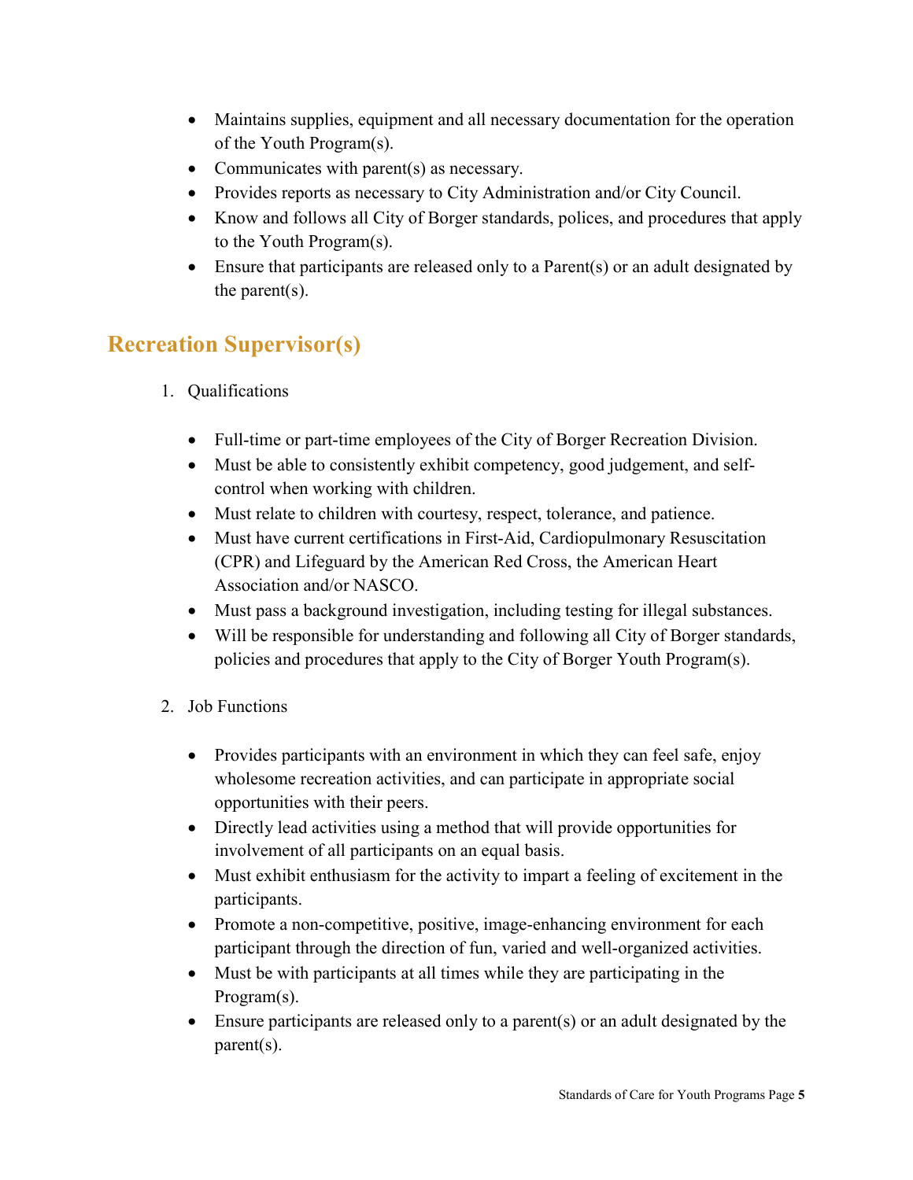- Maintains supplies, equipment and all necessary documentation for the operation of the Youth Program(s).
- Communicates with parent(s) as necessary.
- Provides reports as necessary to City Administration and/or City Council.
- Know and follows all City of Borger standards, polices, and procedures that apply to the Youth Program(s).
- Ensure that participants are released only to a Parent(s) or an adult designated by the parent(s).

## Recreation Supervisor(s)

1. Qualifications

   - Full-time or part-time employees of the City of Borger Recreation Division.
   - Must be able to consistently exhibit competency, good judgement, and self-control when working with children.
   - Must relate to children with courtesy, respect, tolerance, and patience.
   - Must have current certifications in First-Aid, Cardiopulmonary Resuscitation (CPR) and Lifeguard by the American Red Cross, the American Heart Association and/or NASCO.
   - Must pass a background investigation, including testing for illegal substances.
   - Will be responsible for understanding and following all City of Borger standards, policies and procedures that apply to the City of Borger Youth Program(s).

2. Job Functions

   - Provides participants with an environment in which they can feel safe, enjoy wholesome recreation activities, and can participate in appropriate social opportunities with their peers.
   - Directly lead activities using a method that will provide opportunities for involvement of all participants on an equal basis.
   - Must exhibit enthusiasm for the activity to impart a feeling of excitement in the participants.
   - Promote a non-competitive, positive, image-enhancing environment for each participant through the direction of fun, varied and well-organized activities.
   - Must be with participants at all times while they are participating in the Program(s).
   - Ensure participants are released only to a parent(s) or an adult designated by the parent(s).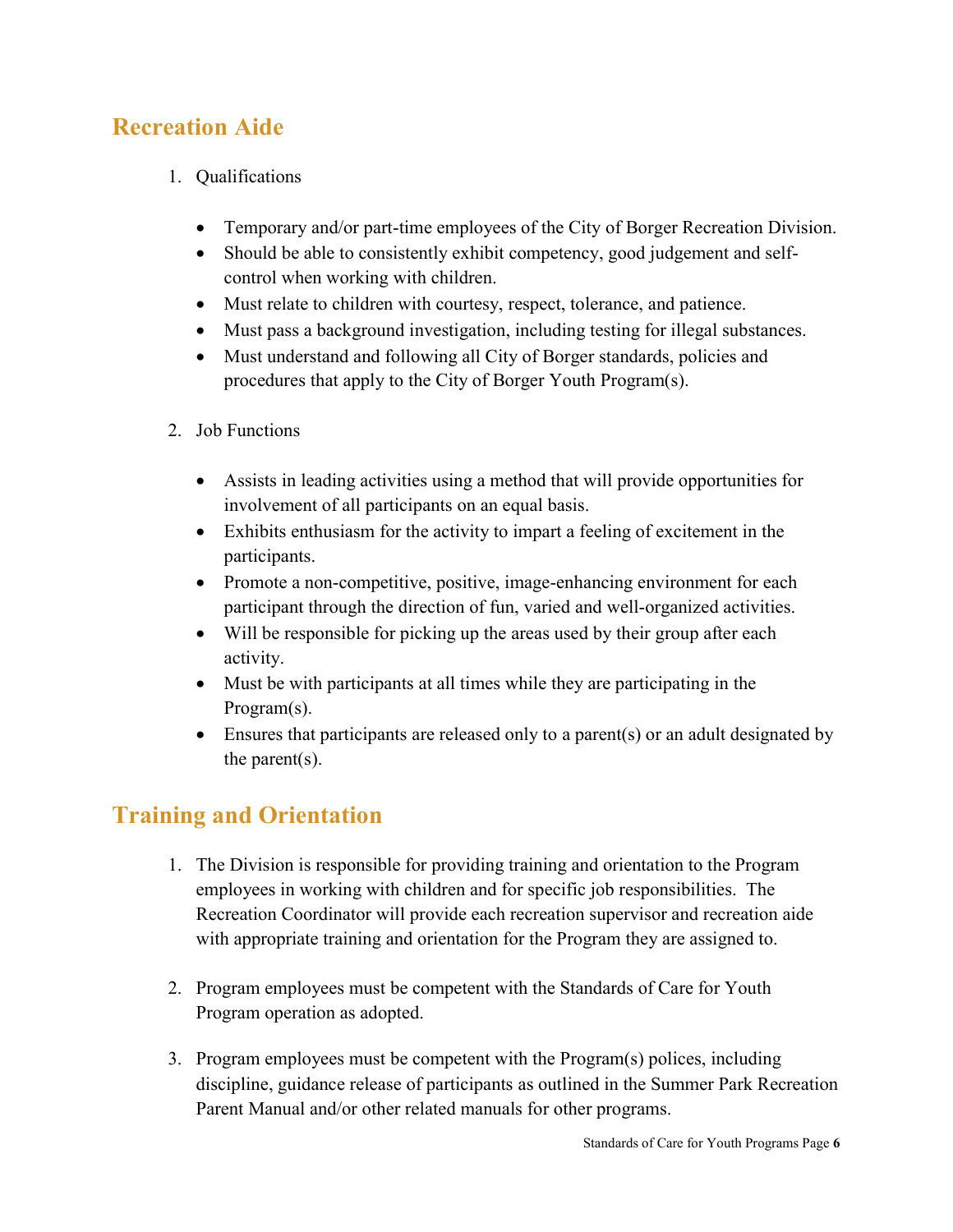## Recreation Aide

1. Qualifications

   - Temporary and/or part-time employees of the City of Borger Recreation Division.
   - Should be able to consistently exhibit competency, good judgement and self-control when working with children.
   - Must relate to children with courtesy, respect, tolerance, and patience.
   - Must pass a background investigation, including testing for illegal substances.
   - Must understand and following all City of Borger standards, policies and procedures that apply to the City of Borger Youth Program(s).

2. Job Functions

   - Assists in leading activities using a method that will provide opportunities for involvement of all participants on an equal basis.
   - Exhibits enthusiasm for the activity to impart a feeling of excitement in the participants.
   - Promote a non-competitive, positive, image-enhancing environment for each participant through the direction of fun, varied and well-organized activities.
   - Will be responsible for picking up the areas used by their group after each activity.
   - Must be with participants at all times while they are participating in the Program(s).
   - Ensures that participants are released only to a parent(s) or an adult designated by the parent(s).

## Training and Orientation

1. The Division is responsible for providing training and orientation to the Program employees in working with children and for specific job responsibilities. The Recreation Coordinator will provide each recreation supervisor and recreation aide with appropriate training and orientation for the Program they are assigned to.

2. Program employees must be competent with the Standards of Care for Youth Program operation as adopted.

3. Program employees must be competent with the Program(s) polices, including discipline, guidance release of participants as outlined in the Summer Park Recreation Parent Manual and/or other related manuals for other programs.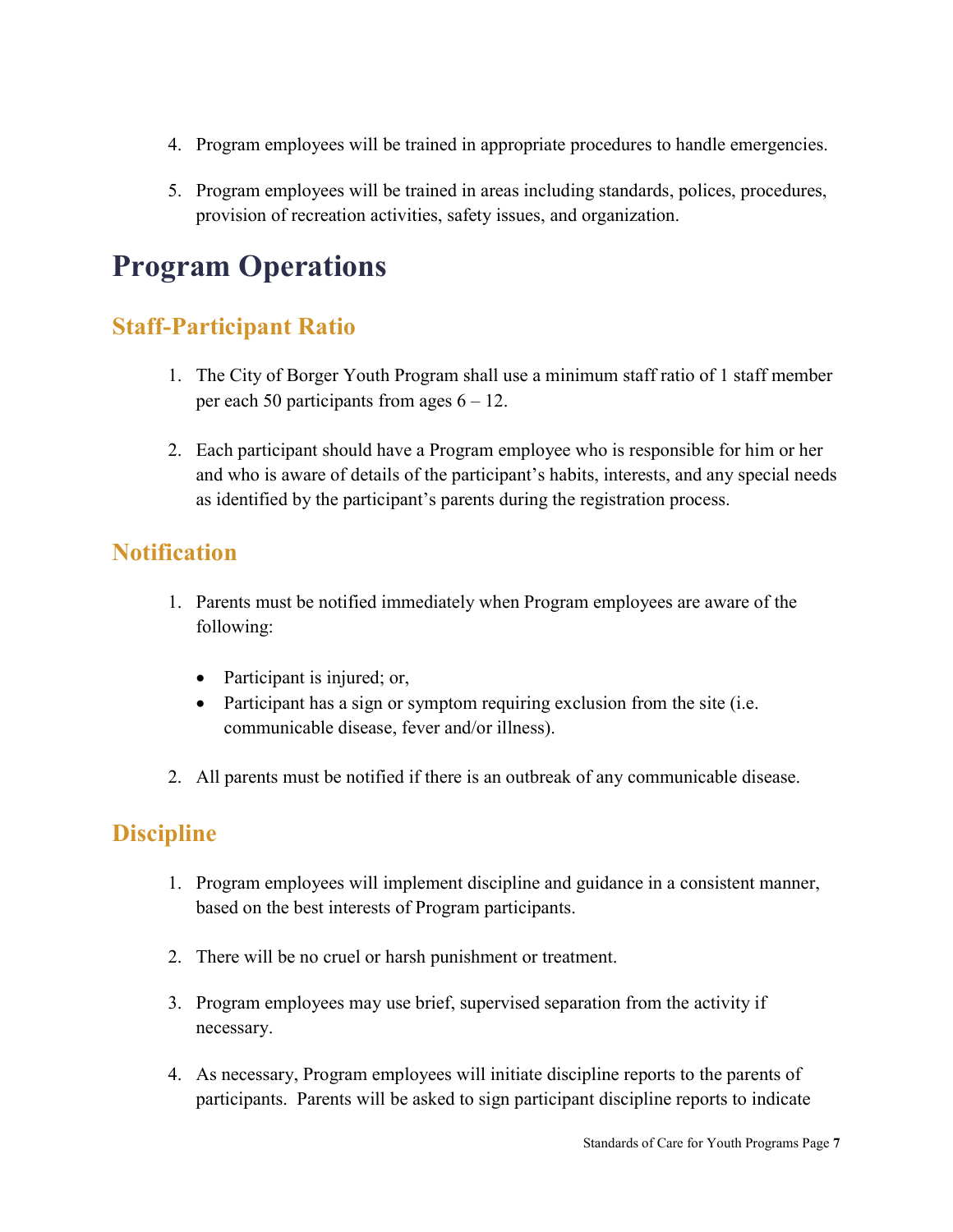4. Program employees will be trained in appropriate procedures to handle emergencies.

5. Program employees will be trained in areas including standards, polices, procedures, provision of recreation activities, safety issues, and organization.

# Program Operations

## Staff-Participant Ratio

1. The City of Borger Youth Program shall use a minimum staff ratio of 1 staff member per each 50 participants from ages 6 – 12.

2. Each participant should have a Program employee who is responsible for him or her and who is aware of details of the participant's habits, interests, and any special needs as identified by the participant's parents during the registration process.

## Notification

1. Parents must be notified immediately when Program employees are aware of the following:

   - Participant is injured; or,
   - Participant has a sign or symptom requiring exclusion from the site (i.e. communicable disease, fever and/or illness).

2. All parents must be notified if there is an outbreak of any communicable disease.

## Discipline

1. Program employees will implement discipline and guidance in a consistent manner, based on the best interests of Program participants.

2. There will be no cruel or harsh punishment or treatment.

3. Program employees may use brief, supervised separation from the activity if necessary.

4. As necessary, Program employees will initiate discipline reports to the parents of participants. Parents will be asked to sign participant discipline reports to indicate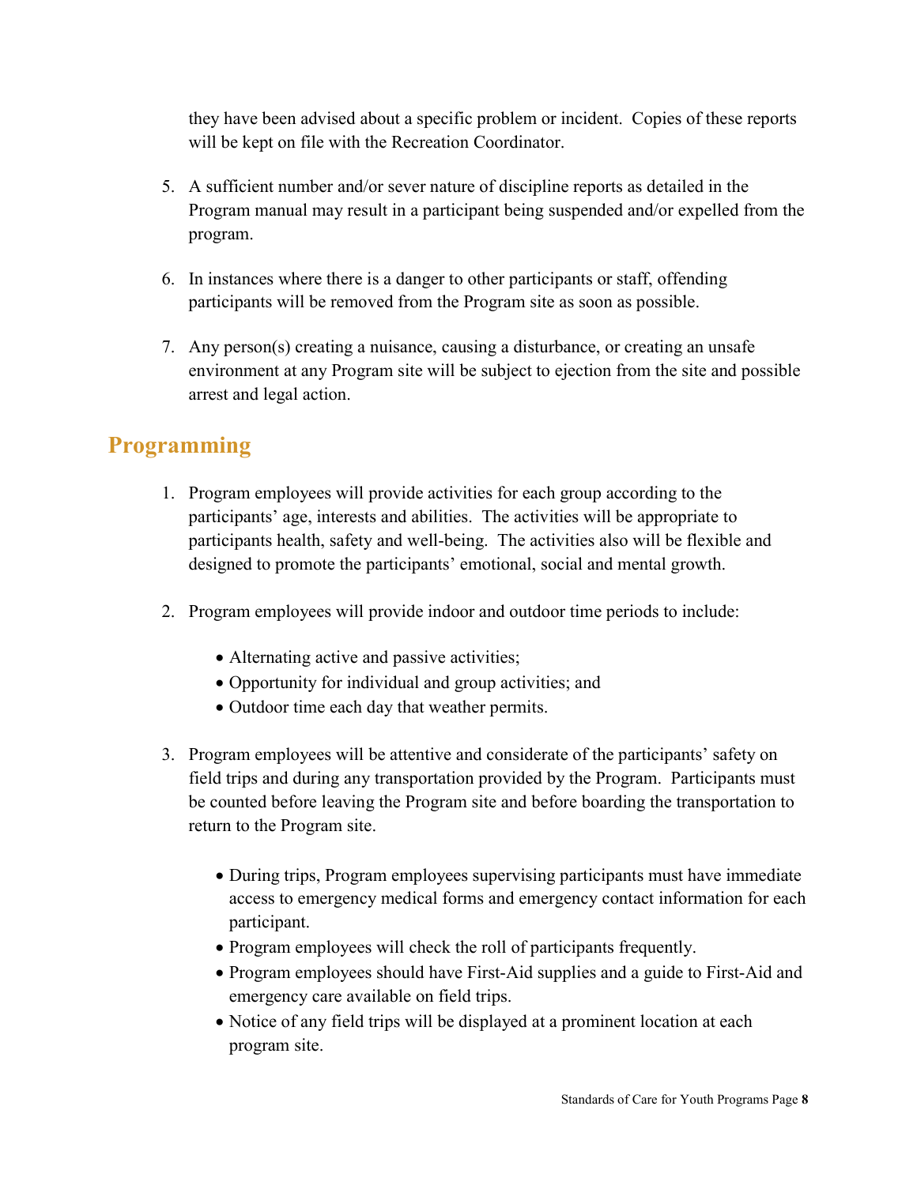they have been advised about a specific problem or incident. Copies of these reports will be kept on file with the Recreation Coordinator.

5. A sufficient number and/or sever nature of discipline reports as detailed in the Program manual may result in a participant being suspended and/or expelled from the program.

6. In instances where there is a danger to other participants or staff, offending participants will be removed from the Program site as soon as possible.

7. Any person(s) creating a nuisance, causing a disturbance, or creating an unsafe environment at any Program site will be subject to ejection from the site and possible arrest and legal action.

## Programming

1. Program employees will provide activities for each group according to the participants' age, interests and abilities. The activities will be appropriate to participants health, safety and well-being. The activities also will be flexible and designed to promote the participants' emotional, social and mental growth.

2. Program employees will provide indoor and outdoor time periods to include:

   - Alternating active and passive activities;
   - Opportunity for individual and group activities; and
   - Outdoor time each day that weather permits.

3. Program employees will be attentive and considerate of the participants' safety on field trips and during any transportation provided by the Program. Participants must be counted before leaving the Program site and before boarding the transportation to return to the Program site.

   - During trips, Program employees supervising participants must have immediate access to emergency medical forms and emergency contact information for each participant.
   - Program employees will check the roll of participants frequently.
   - Program employees should have First-Aid supplies and a guide to First-Aid and emergency care available on field trips.
   - Notice of any field trips will be displayed at a prominent location at each program site.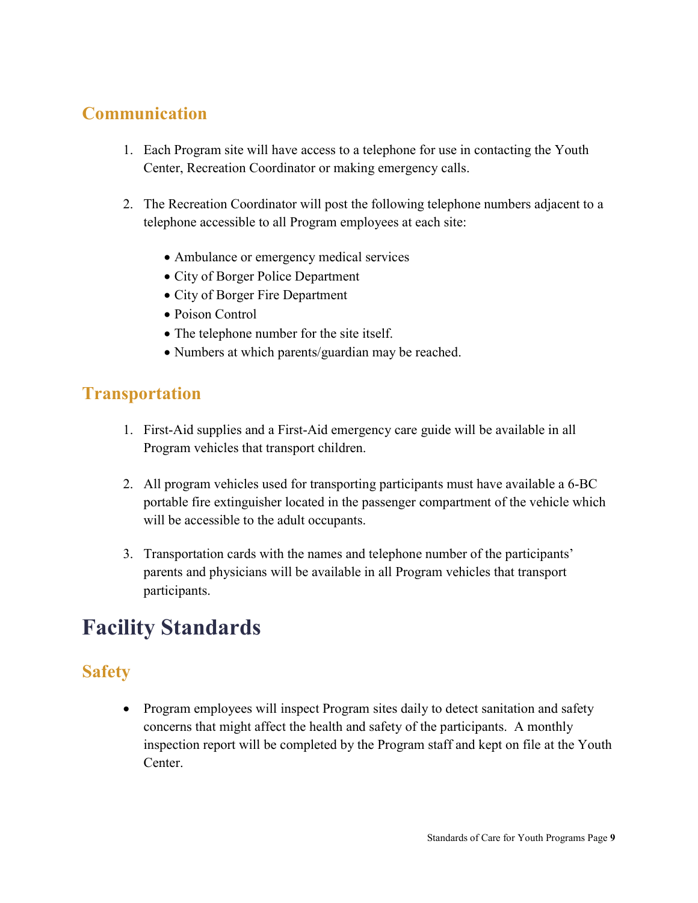## Communication

1. Each Program site will have access to a telephone for use in contacting the Youth Center, Recreation Coordinator or making emergency calls.

2. The Recreation Coordinator will post the following telephone numbers adjacent to a telephone accessible to all Program employees at each site:

    - Ambulance or emergency medical services
    - City of Borger Police Department
    - City of Borger Fire Department
    - Poison Control
    - The telephone number for the site itself.
    - Numbers at which parents/guardian may be reached.

## Transportation

1. First-Aid supplies and a First-Aid emergency care guide will be available in all Program vehicles that transport children.

2. All program vehicles used for transporting participants must have available a 6-BC portable fire extinguisher located in the passenger compartment of the vehicle which will be accessible to the adult occupants.

3. Transportation cards with the names and telephone number of the participants' parents and physicians will be available in all Program vehicles that transport participants.

# Facility Standards

## Safety

- Program employees will inspect Program sites daily to detect sanitation and safety concerns that might affect the health and safety of the participants. A monthly inspection report will be completed by the Program staff and kept on file at the Youth Center.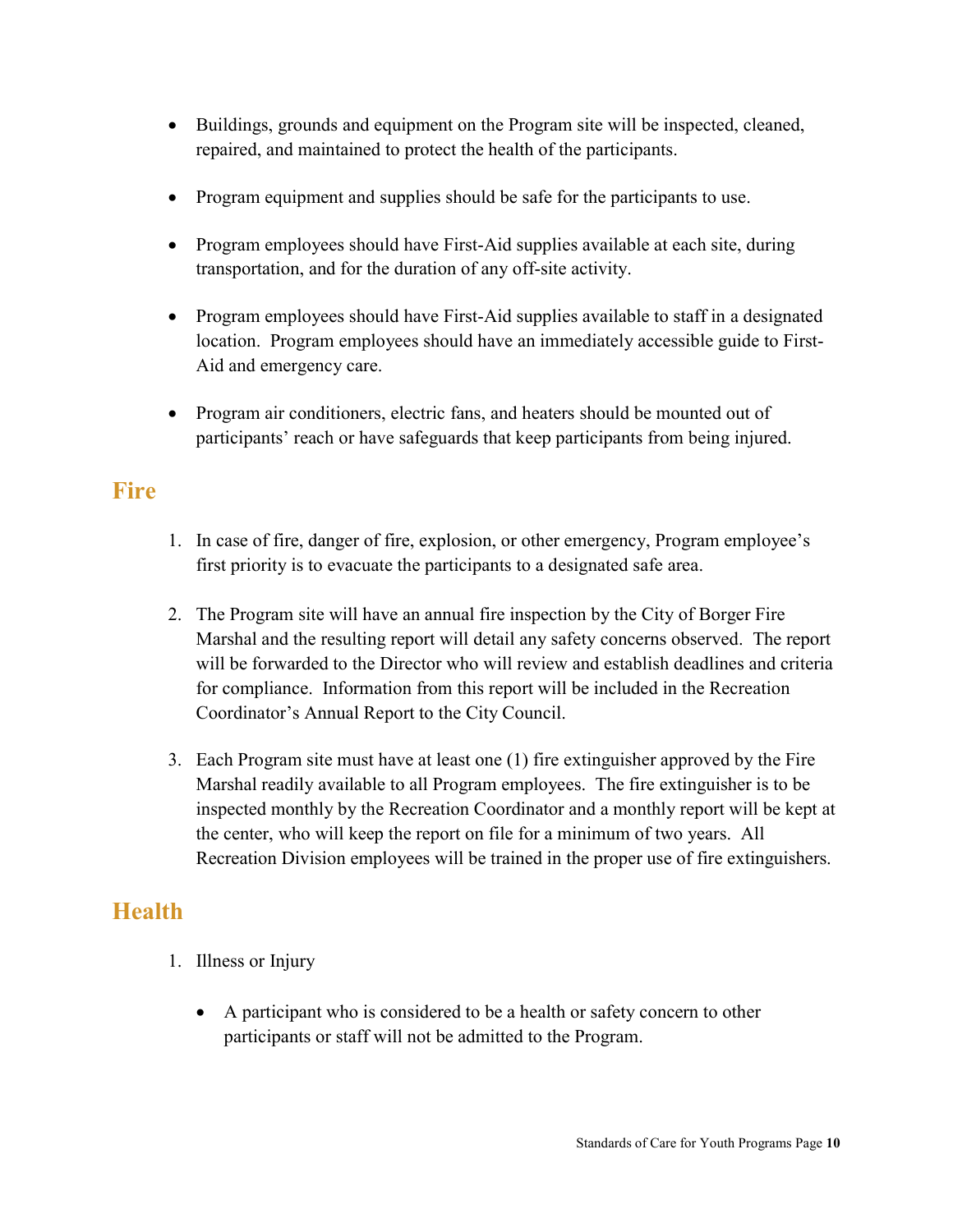- Buildings, grounds and equipment on the Program site will be inspected, cleaned, repaired, and maintained to protect the health of the participants.

- Program equipment and supplies should be safe for the participants to use.

- Program employees should have First-Aid supplies available at each site, during transportation, and for the duration of any off-site activity.

- Program employees should have First-Aid supplies available to staff in a designated location. Program employees should have an immediately accessible guide to First-Aid and emergency care.

- Program air conditioners, electric fans, and heaters should be mounted out of participants' reach or have safeguards that keep participants from being injured.

## Fire

1. In case of fire, danger of fire, explosion, or other emergency, Program employee's first priority is to evacuate the participants to a designated safe area.

2. The Program site will have an annual fire inspection by the City of Borger Fire Marshal and the resulting report will detail any safety concerns observed. The report will be forwarded to the Director who will review and establish deadlines and criteria for compliance. Information from this report will be included in the Recreation Coordinator's Annual Report to the City Council.

3. Each Program site must have at least one (1) fire extinguisher approved by the Fire Marshal readily available to all Program employees. The fire extinguisher is to be inspected monthly by the Recreation Coordinator and a monthly report will be kept at the center, who will keep the report on file for a minimum of two years. All Recreation Division employees will be trained in the proper use of fire extinguishers.

## Health

1. Illness or Injury

   - A participant who is considered to be a health or safety concern to other participants or staff will not be admitted to the Program.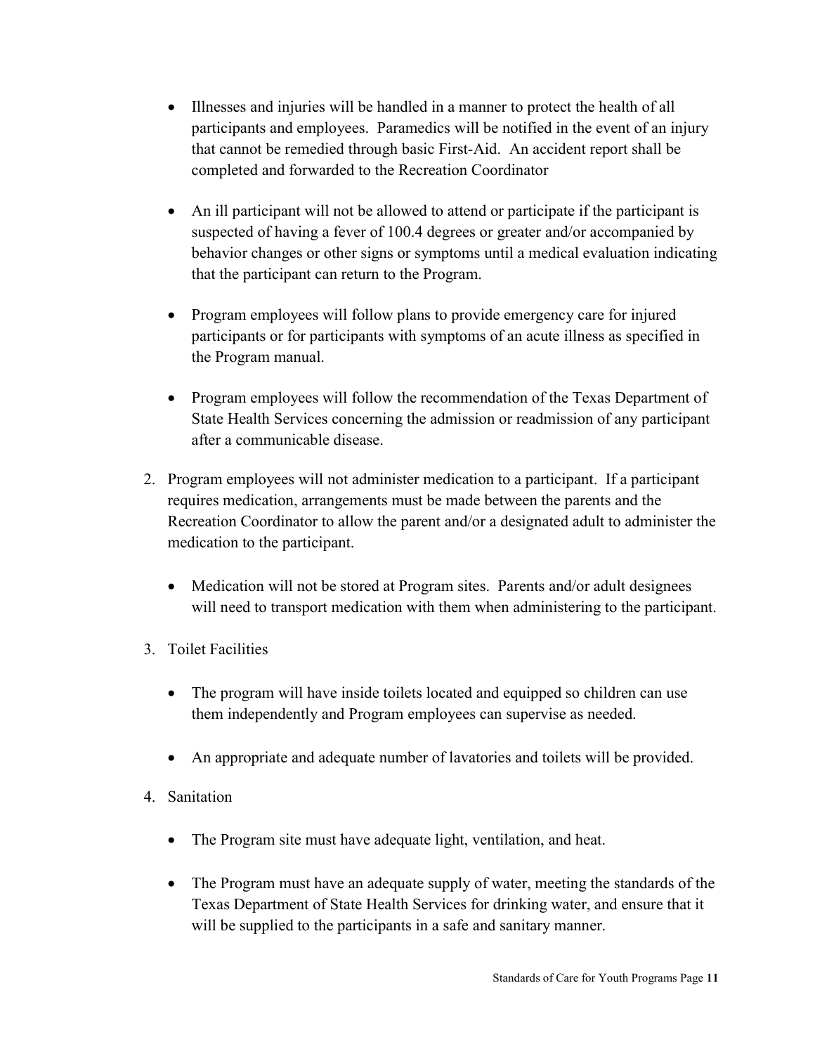- Illnesses and injuries will be handled in a manner to protect the health of all participants and employees. Paramedics will be notified in the event of an injury that cannot be remedied through basic First-Aid. An accident report shall be completed and forwarded to the Recreation Coordinator

- An ill participant will not be allowed to attend or participate if the participant is suspected of having a fever of 100.4 degrees or greater and/or accompanied by behavior changes or other signs or symptoms until a medical evaluation indicating that the participant can return to the Program.

- Program employees will follow plans to provide emergency care for injured participants or for participants with symptoms of an acute illness as specified in the Program manual.

- Program employees will follow the recommendation of the Texas Department of State Health Services concerning the admission or readmission of any participant after a communicable disease.

2. Program employees will not administer medication to a participant. If a participant requires medication, arrangements must be made between the parents and the Recreation Coordinator to allow the parent and/or a designated adult to administer the medication to the participant.

   - Medication will not be stored at Program sites. Parents and/or adult designees will need to transport medication with them when administering to the participant.

3. Toilet Facilities

   - The program will have inside toilets located and equipped so children can use them independently and Program employees can supervise as needed.

   - An appropriate and adequate number of lavatories and toilets will be provided.

4. Sanitation

   - The Program site must have adequate light, ventilation, and heat.

   - The Program must have an adequate supply of water, meeting the standards of the Texas Department of State Health Services for drinking water, and ensure that it will be supplied to the participants in a safe and sanitary manner.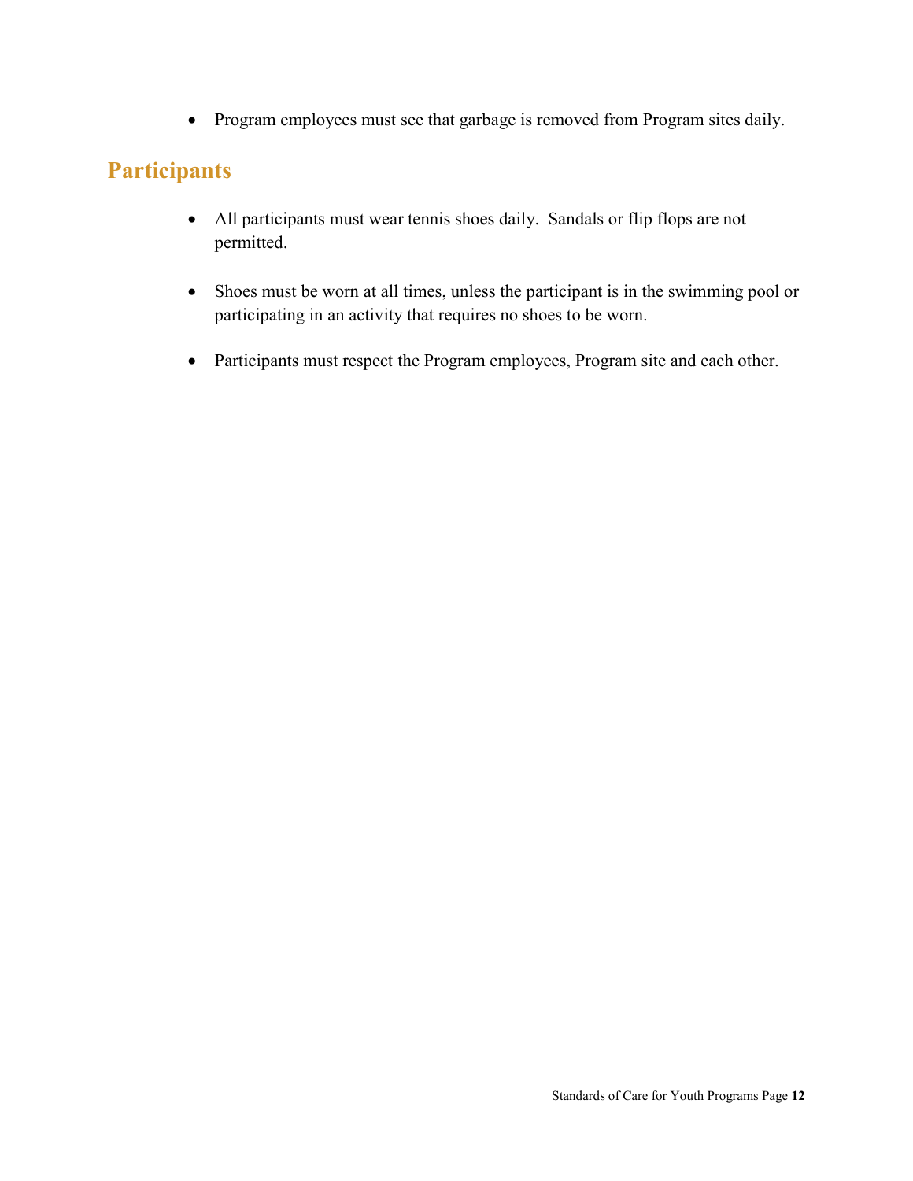- Program employees must see that garbage is removed from Program sites daily.

## Participants

- All participants must wear tennis shoes daily. Sandals or flip flops are not permitted.

- Shoes must be worn at all times, unless the participant is in the swimming pool or participating in an activity that requires no shoes to be worn.

- Participants must respect the Program employees, Program site and each other.